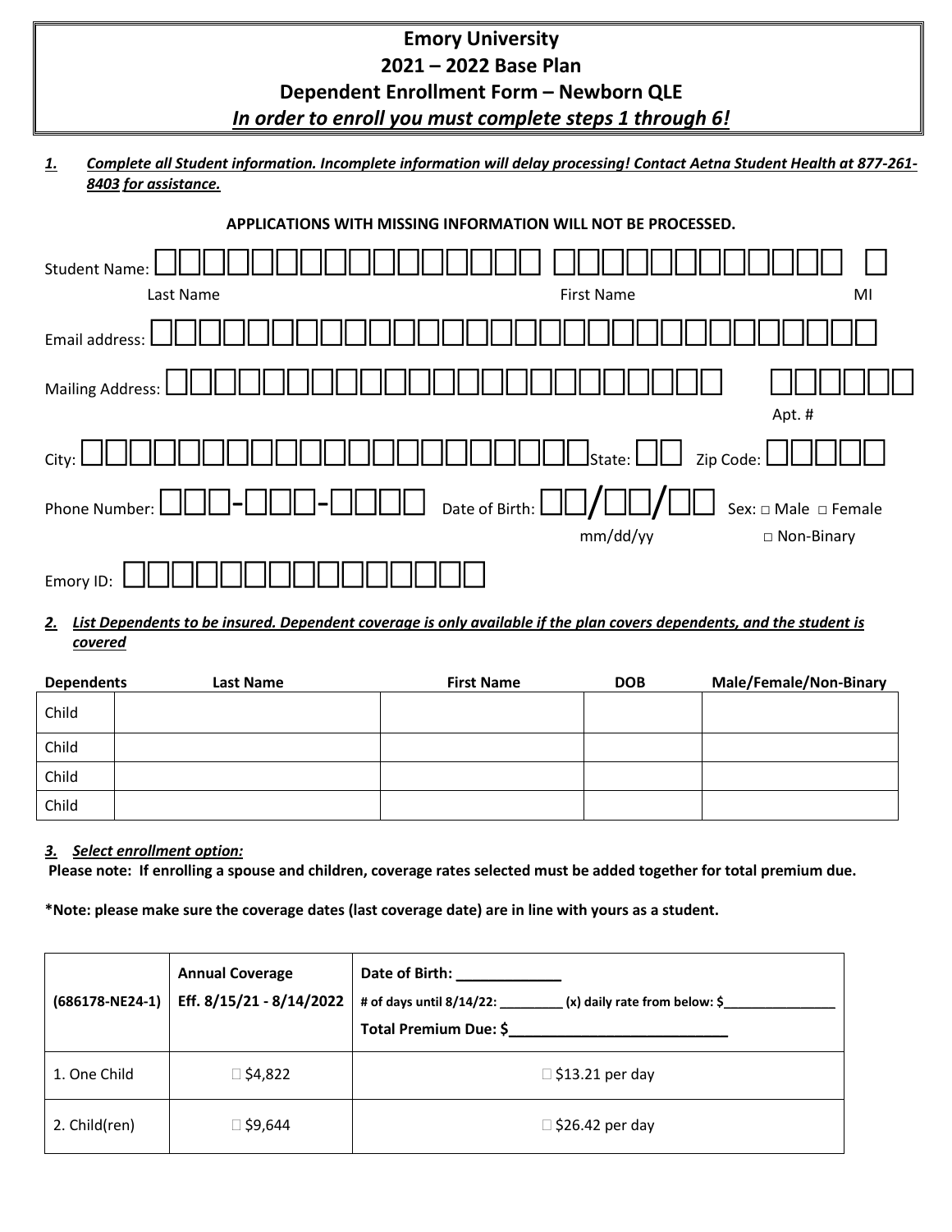# Emory University
# 2021 – 2022 Base Plan
# Dependent Enrollment Form – Newborn QLE

***<u>In order to enroll you must complete steps 1 through 6!</u>***

***1. Complete all Student information. Incomplete information will delay processing! Contact Aetna Student Health at 877-261-8403 for assistance.***

**APPLICATIONS WITH MISSING INFORMATION WILL NOT BE PROCESSED.**

Student Name: ______________________ ______________________ ___
Last Name First Name MI

Email address: ______________________

Mailing Address: ______________________ ________
Apt. #

City: ______________________ State: ____ Zip Code: ________

Phone Number: ___-___-____ Date of Birth: __/__/__ (mm/dd/yy) Sex: □ Male □ Female □ Non-Binary

Emory ID: ______________________

***2. List Dependents to be insured. Dependent coverage is only available if the plan covers dependents, and the student is covered***

| Dependents | Last Name | First Name | DOB | Male/Female/Non-Binary |
|---|---|---|---|---|
| Child | | | | |
| Child | | | | |
| Child | | | | |
| Child | | | | |

***3. Select enrollment option:***

**Please note: If enrolling a spouse and children, coverage rates selected must be added together for total premium due.**

**\*Note: please make sure the coverage dates (last coverage date) are in line with yours as a student.**

| (686178-NE24-1) | Annual Coverage Eff. 8/15/21 - 8/14/2022 | Date of Birth: ____________ # of days until 8/14/22: _________ (x) daily rate from below: $_______________ Total Premium Due: $___________________________ |
|---|---|---|
| 1. One Child | □ $4,822 | □ $13.21 per day |
| 2. Child(ren) | □ $9,644 | □ $26.42 per day |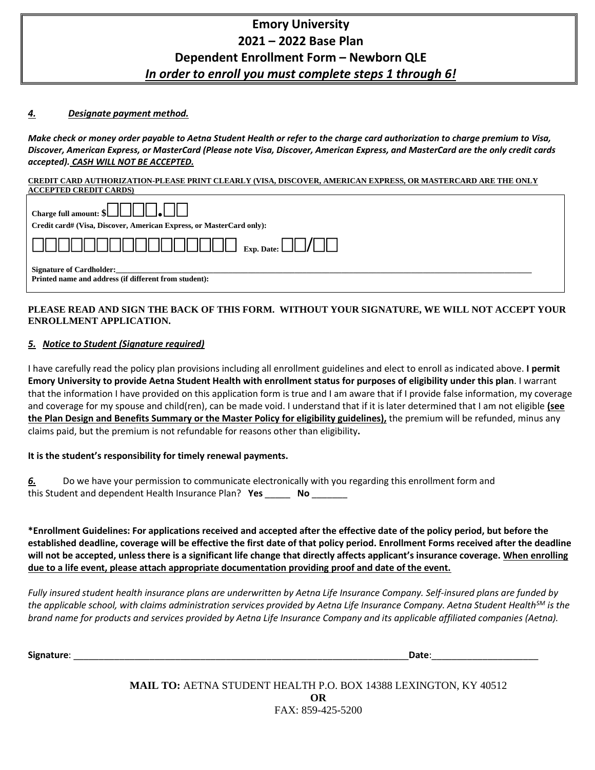# Emory University
# 2021 – 2022 Base Plan
# Dependent Enrollment Form – Newborn QLE
***In order to enroll you must complete steps 1 through 6!***

### *4. Designate payment method.*

***Make check or money order payable to Aetna Student Health or refer to the charge card authorization to charge premium to Visa, Discover, American Express, or MasterCard (Please note Visa, Discover, American Express, and MasterCard are the only credit cards accepted). CASH WILL NOT BE ACCEPTED.***

**CREDIT CARD AUTHORIZATION-PLEASE PRINT CLEARLY (VISA, DISCOVER, AMERICAN EXPRESS, OR MASTERCARD ARE THE ONLY ACCEPTED CREDIT CARDS)**

**Charge full amount: $**☐☐☐☐.☐☐

**Credit card# (Visa, Discover, American Express, or MasterCard only):**

☐☐☐☐☐☐☐☐☐☐☐☐☐☐☐☐ **Exp. Date:** ☐☐/☐☐

**Signature of Cardholder:**______________________________

**Printed name and address (if different from student):**

**PLEASE READ AND SIGN THE BACK OF THIS FORM. WITHOUT YOUR SIGNATURE, WE WILL NOT ACCEPT YOUR ENROLLMENT APPLICATION.**

### *5. Notice to Student (Signature required)*

I have carefully read the policy plan provisions including all enrollment guidelines and elect to enroll as indicated above. **I permit Emory University to provide Aetna Student Health with enrollment status for purposes of eligibility under this plan**. I warrant that the information I have provided on this application form is true and I am aware that if I provide false information, my coverage and coverage for my spouse and child(ren), can be made void. I understand that if it is later determined that I am not eligible **(see the Plan Design and Benefits Summary or the Master Policy for eligibility guidelines),** the premium will be refunded, minus any claims paid, but the premium is not refundable for reasons other than eligibility**.**

**It is the student's responsibility for timely renewal payments.**

***6.*** Do we have your permission to communicate electronically with you regarding this enrollment form and this Student and dependent Health Insurance Plan? **Yes** _____ **No** _______

**\*Enrollment Guidelines: For applications received and accepted after the effective date of the policy period, but before the established deadline, coverage will be effective the first date of that policy period. Enrollment Forms received after the deadline will not be accepted, unless there is a significant life change that directly affects applicant's insurance coverage. When enrolling due to a life event, please attach appropriate documentation providing proof and date of the event.**

*Fully insured student health insurance plans are underwritten by Aetna Life Insurance Company. Self-insured plans are funded by the applicable school, with claims administration services provided by Aetna Life Insurance Company. Aetna Student Health[SM] is the brand name for products and services provided by Aetna Life Insurance Company and its applicable affiliated companies (Aetna).*

**Signature**: ________________________________________________ **Date**:____________________

**MAIL TO:** AETNA STUDENT HEALTH P.O. BOX 14388 LEXINGTON, KY 40512

**OR**

FAX: 859-425-5200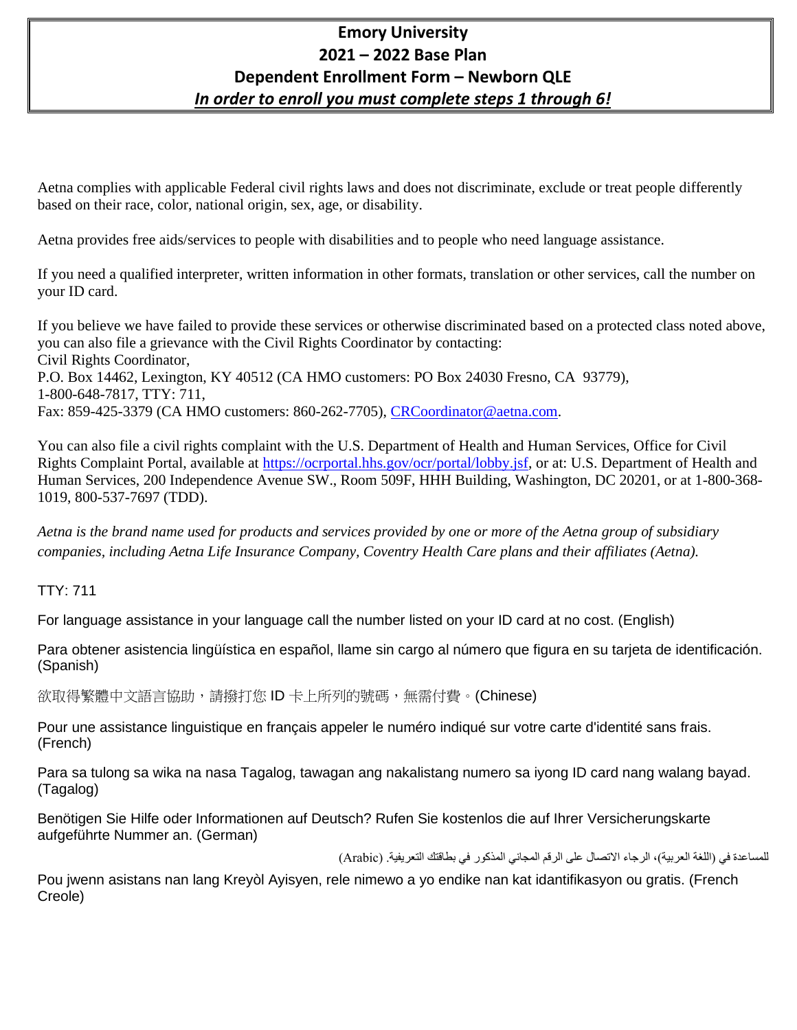# Emory University
## 2021 – 2022 Base Plan
## Dependent Enrollment Form – Newborn QLE
***In order to enroll you must complete steps 1 through 6!***

Aetna complies with applicable Federal civil rights laws and does not discriminate, exclude or treat people differently based on their race, color, national origin, sex, age, or disability.

Aetna provides free aids/services to people with disabilities and to people who need language assistance.

If you need a qualified interpreter, written information in other formats, translation or other services, call the number on your ID card.

If you believe we have failed to provide these services or otherwise discriminated based on a protected class noted above, you can also file a grievance with the Civil Rights Coordinator by contacting:
Civil Rights Coordinator,
P.O. Box 14462, Lexington, KY 40512 (CA HMO customers: PO Box 24030 Fresno, CA 93779),
1-800-648-7817, TTY: 711,
Fax: 859-425-3379 (CA HMO customers: 860-262-7705), CRCoordinator@aetna.com.

You can also file a civil rights complaint with the U.S. Department of Health and Human Services, Office for Civil Rights Complaint Portal, available at https://ocrportal.hhs.gov/ocr/portal/lobby.jsf, or at: U.S. Department of Health and Human Services, 200 Independence Avenue SW., Room 509F, HHH Building, Washington, DC 20201, or at 1-800-368-1019, 800-537-7697 (TDD).

*Aetna is the brand name used for products and services provided by one or more of the Aetna group of subsidiary companies, including Aetna Life Insurance Company, Coventry Health Care plans and their affiliates (Aetna).*

TTY: 711

For language assistance in your language call the number listed on your ID card at no cost. (English)

Para obtener asistencia lingüística en español, llame sin cargo al número que figura en su tarjeta de identificación. (Spanish)

欲取得繁體中文語言協助，請撥打您 ID 卡上所列的號碼，無需付費。(Chinese)

Pour une assistance linguistique en français appeler le numéro indiqué sur votre carte d'identité sans frais. (French)

Para sa tulong sa wika na nasa Tagalog, tawagan ang nakalistang numero sa iyong ID card nang walang bayad. (Tagalog)

Benötigen Sie Hilfe oder Informationen auf Deutsch? Rufen Sie kostenlos die auf Ihrer Versicherungskarte aufgeführte Nummer an. (German)

للمساعدة في (اللغة العربية)، الرجاء الاتصال على الرقم المجاني المذكور في بطاقتك التعريفية. (Arabic)

Pou jwenn asistans nan lang Kreyòl Ayisyen, rele nimewo a yo endike nan kat idantifikasyon ou gratis. (French Creole)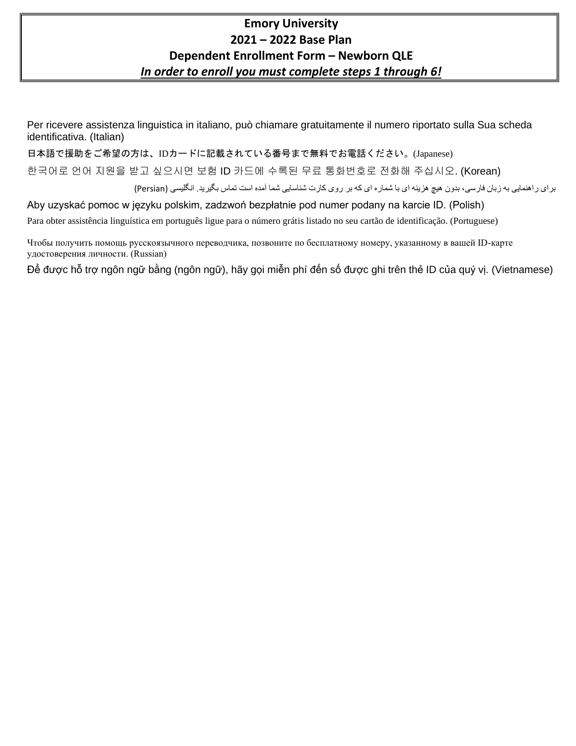**Emory University**
**2021 – 2022 Base Plan**
**Dependent Enrollment Form – Newborn QLE**
***In order to enroll you must complete steps 1 through 6!***

Per ricevere assistenza linguistica in italiano, può chiamare gratuitamente il numero riportato sulla Sua scheda identificativa. (Italian)

日本語で援助をご希望の方は、IDカードに記載されている番号まで無料でお電話ください。(Japanese)

한국어로 언어 지원을 받고 싶으시면 보험 ID 카드에 수록된 무료 통화번호로 전화해 주십시오. (Korean)

برای راهنمایی به زبان فارسی، بدون هیچ هزینه ای با شماره ای که بر روی کارت شناسایی شما آمده است تماس بگیرید. انگلیسی (Persian)

Aby uzyskać pomoc w języku polskim, zadzwoń bezpłatnie pod numer podany na karcie ID. (Polish)

Para obter assistência linguística em português ligue para o número grátis listado no seu cartão de identificação. (Portuguese)

Чтобы получить помощь русскоязычного переводчика, позвоните по бесплатному номеру, указанному в вашей ID-карте удостоверения личности. (Russian)

Để được hỗ trợ ngôn ngữ bằng (ngôn ngữ), hãy gọi miễn phí đến số được ghi trên thẻ ID của quý vị. (Vietnamese)